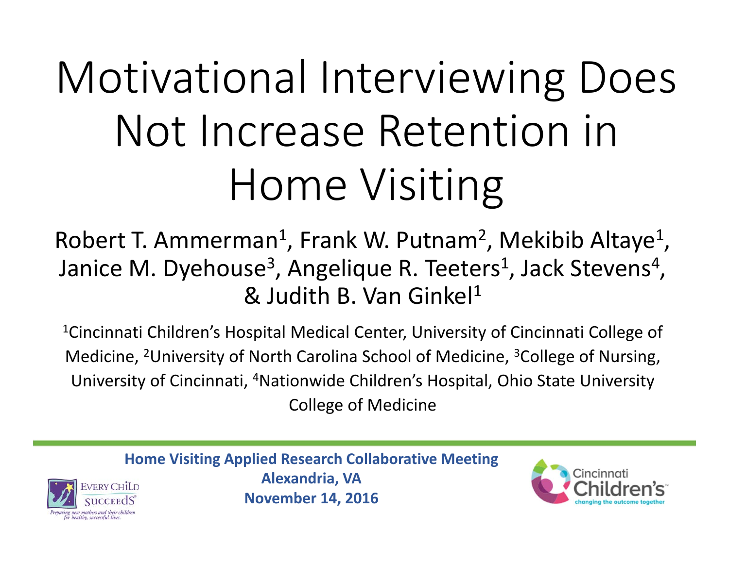# Motivational Interviewing Does Not Increase Retention in Home Visiting

Robert T. Ammerman[1], Frank W. Putnam[2], Mekibib Altaye[1], Janice M. Dyehouse[3], Angelique R. Teeters[1], Jack Stevens[4], & Judith B. Van Ginkel[1]

[1]Cincinnati Children's Hospital Medical Center, University of Cincinnati College of Medicine, [2]University of North Carolina School of Medicine, [3]College of Nursing, University of Cincinnati, [4]Nationwide Children's Hospital, Ohio State University College of Medicine

**Home Visiting Applied Research Collaborative Meeting**
**Alexandria, VA**
**November 14, 2016**

Every Child Succeeds
*Preparing new mothers and their children for healthy, successful lives.*

Cincinnati Children's
changing the outcome together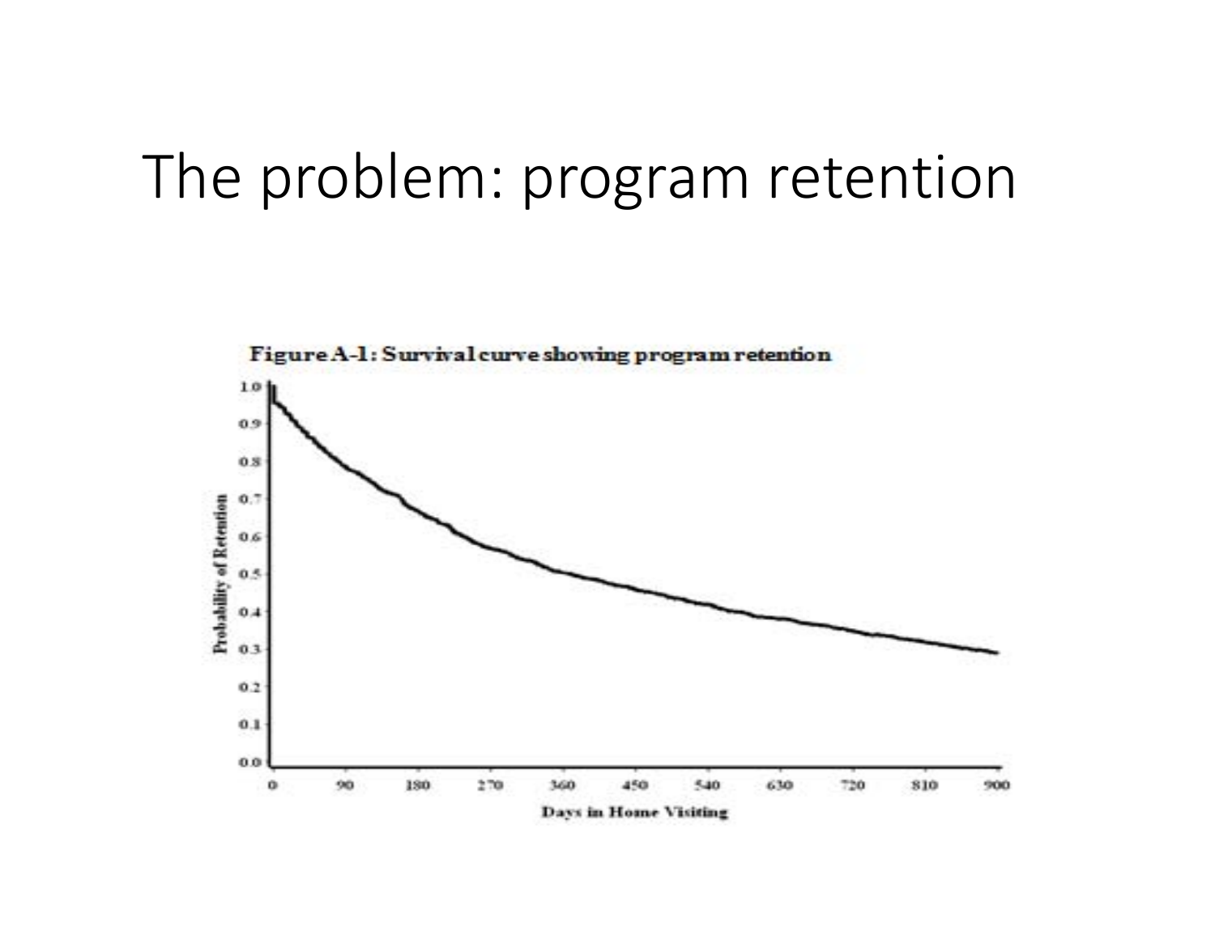# The problem: program retention

**Figure A-1: Survival curve showing program retention**

Probability of Retention

Days in Home Visiting

0 90 180 270 360 450 540 630 720 810 900

0.0 0.1 0.2 0.3 0.4 0.5 0.6 0.7 0.8 0.9 1.0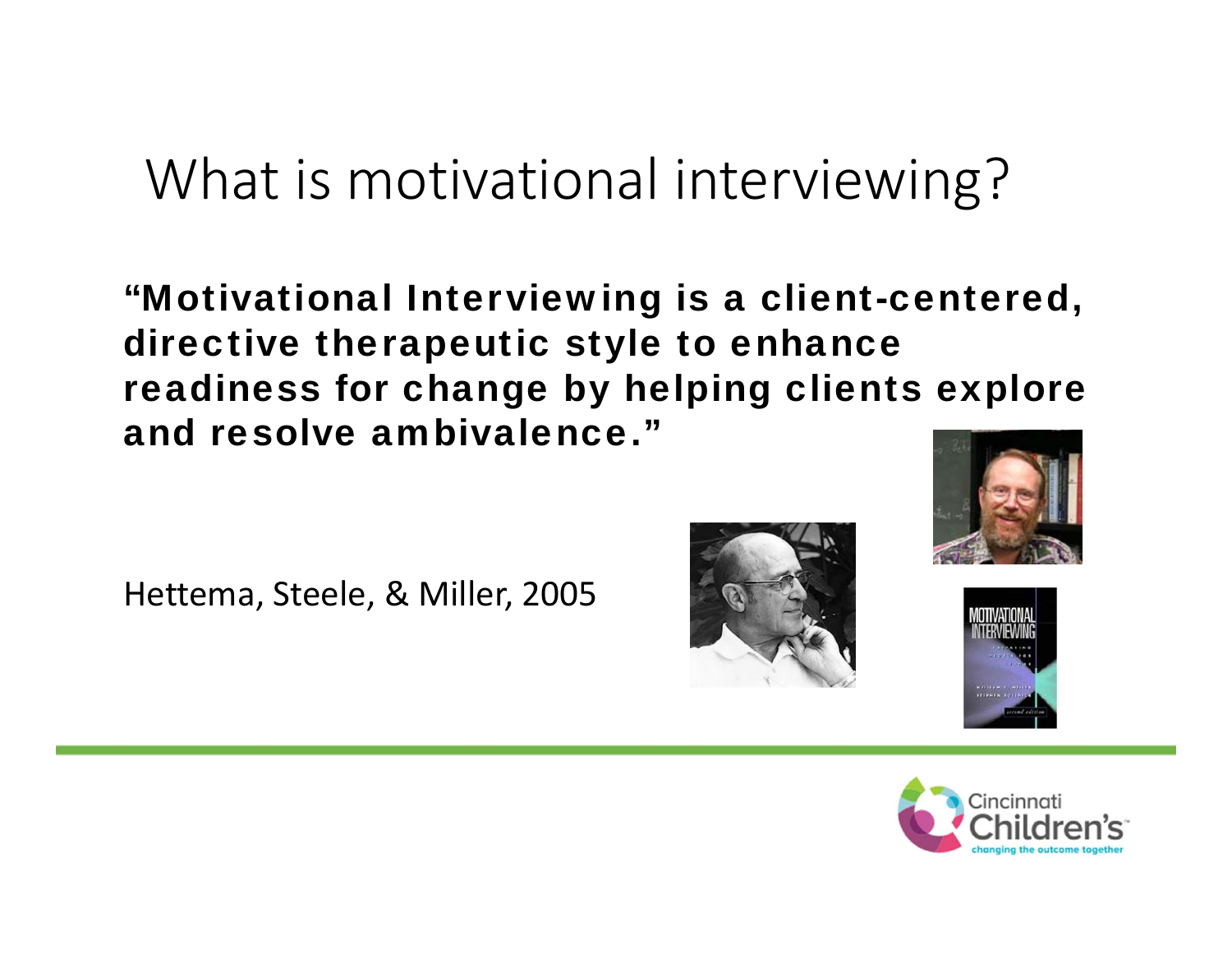# What is motivational interviewing?

**"Motivational Interviewing is a client-centered, directive therapeutic style to enhance readiness for change by helping clients explore and resolve ambivalence."**

Hettema, Steele, & Miller, 2005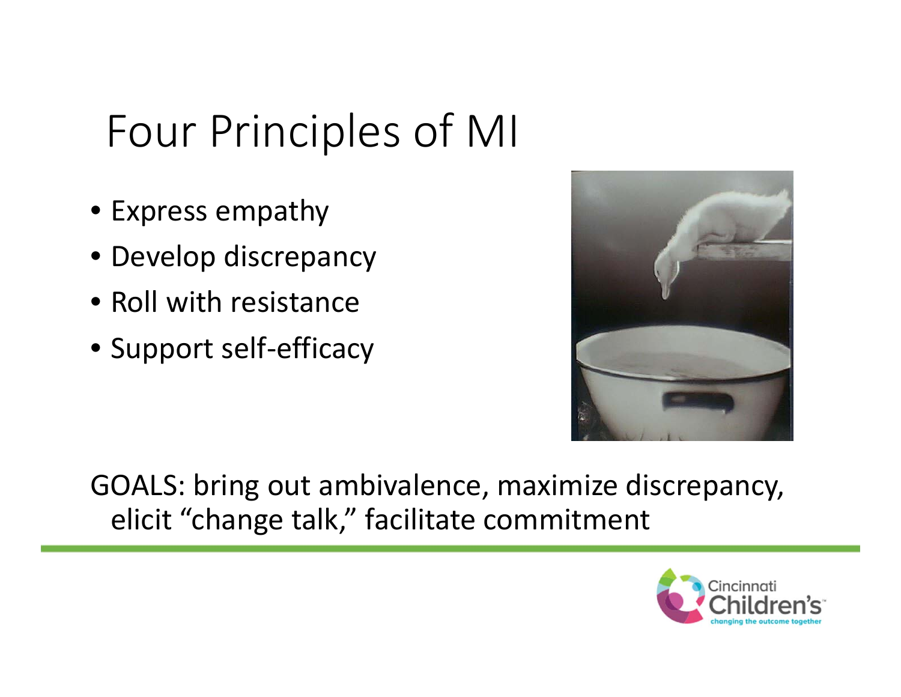# Four Principles of MI

- Express empathy
- Develop discrepancy
- Roll with resistance
- Support self-efficacy

GOALS: bring out ambivalence, maximize discrepancy, elicit "change talk," facilitate commitment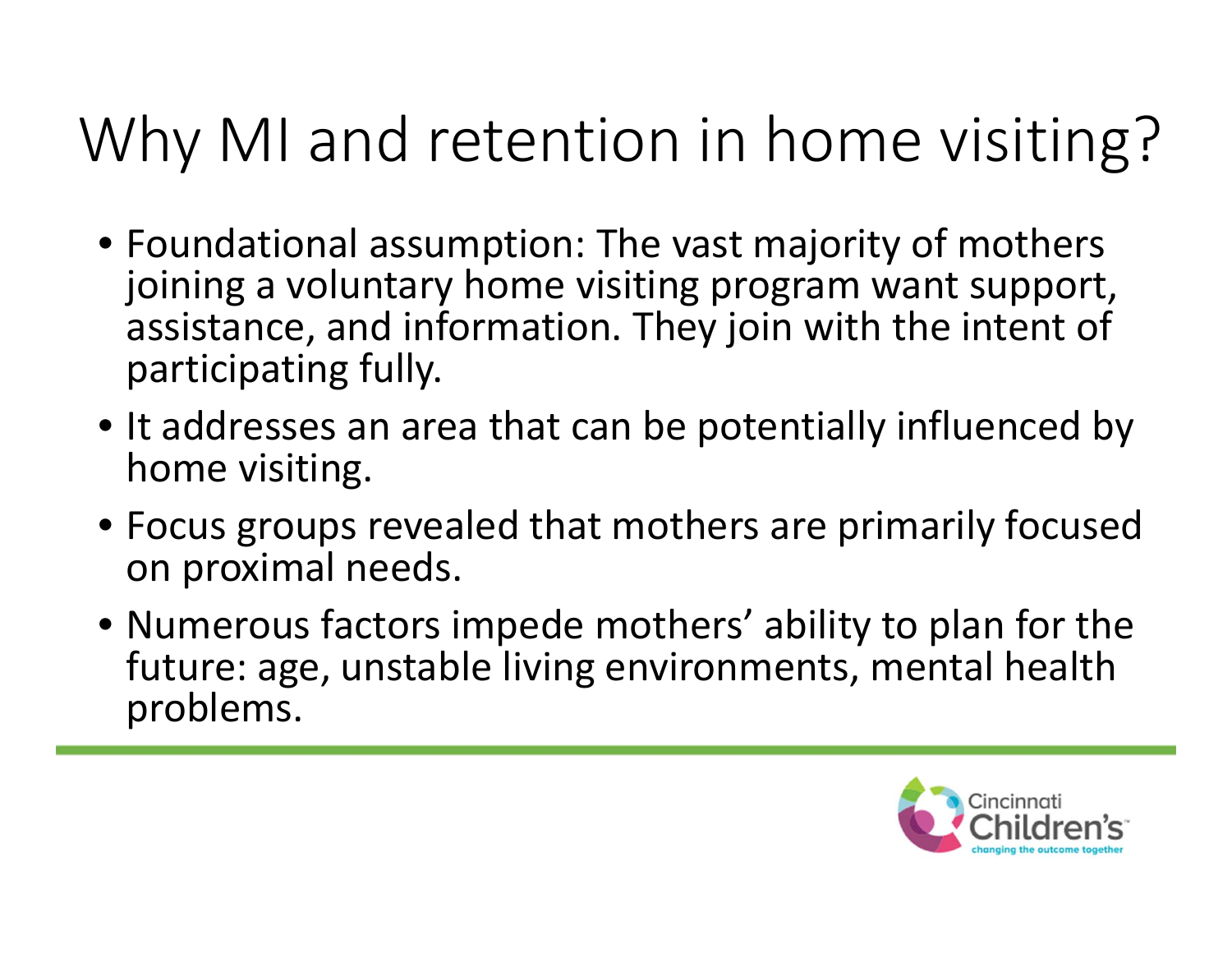# Why MI and retention in home visiting?

- Foundational assumption: The vast majority of mothers joining a voluntary home visiting program want support, assistance, and information. They join with the intent of participating fully.
- It addresses an area that can be potentially influenced by home visiting.
- Focus groups revealed that mothers are primarily focused on proximal needs.
- Numerous factors impede mothers' ability to plan for the future: age, unstable living environments, mental health problems.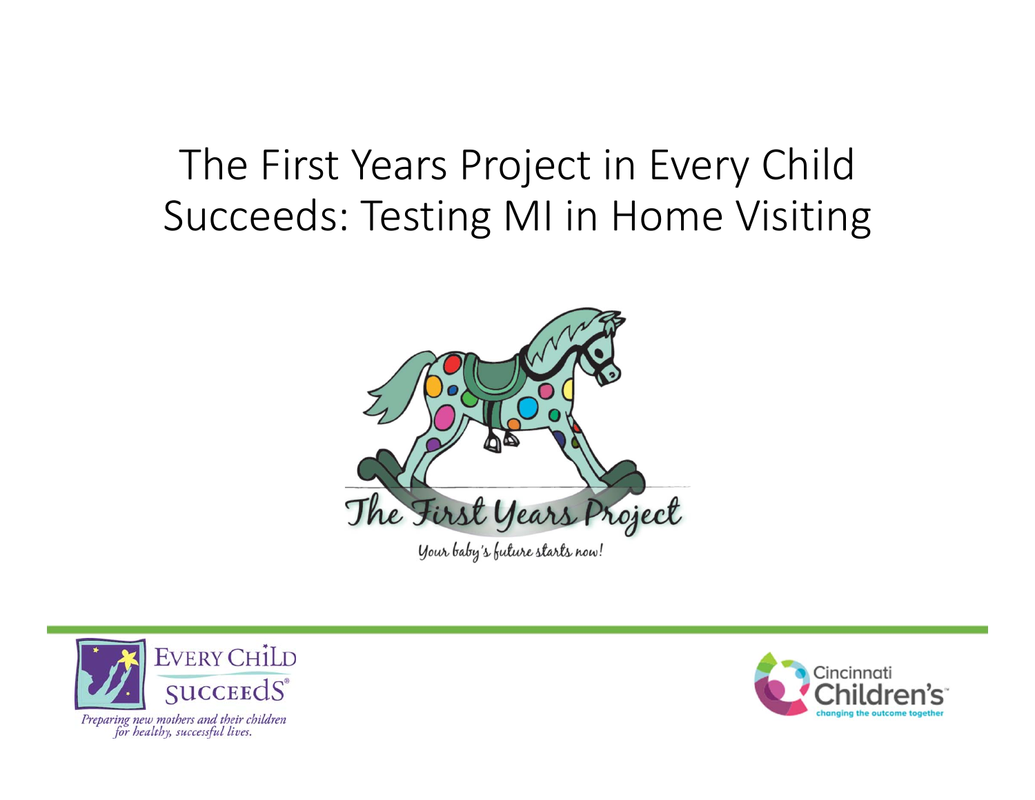# The First Years Project in Every Child Succeeds: Testing MI in Home Visiting

The First Years Project

Your baby's future starts now!

Every Child Succeeds®

*Preparing new mothers and their children for healthy, successful lives.*

Cincinnati Children's™

changing the outcome together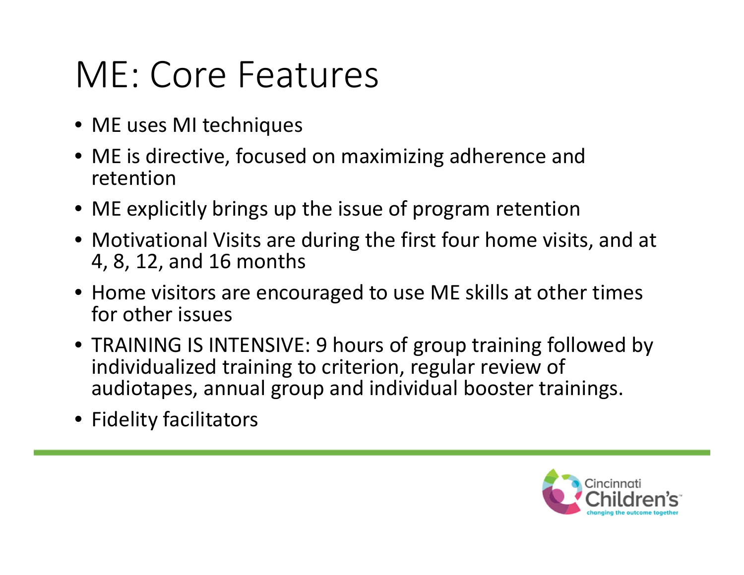# ME: Core Features

- ME uses MI techniques
- ME is directive, focused on maximizing adherence and retention
- ME explicitly brings up the issue of program retention
- Motivational Visits are during the first four home visits, and at 4, 8, 12, and 16 months
- Home visitors are encouraged to use ME skills at other times for other issues
- TRAINING IS INTENSIVE: 9 hours of group training followed by individualized training to criterion, regular review of audiotapes, annual group and individual booster trainings.
- Fidelity facilitators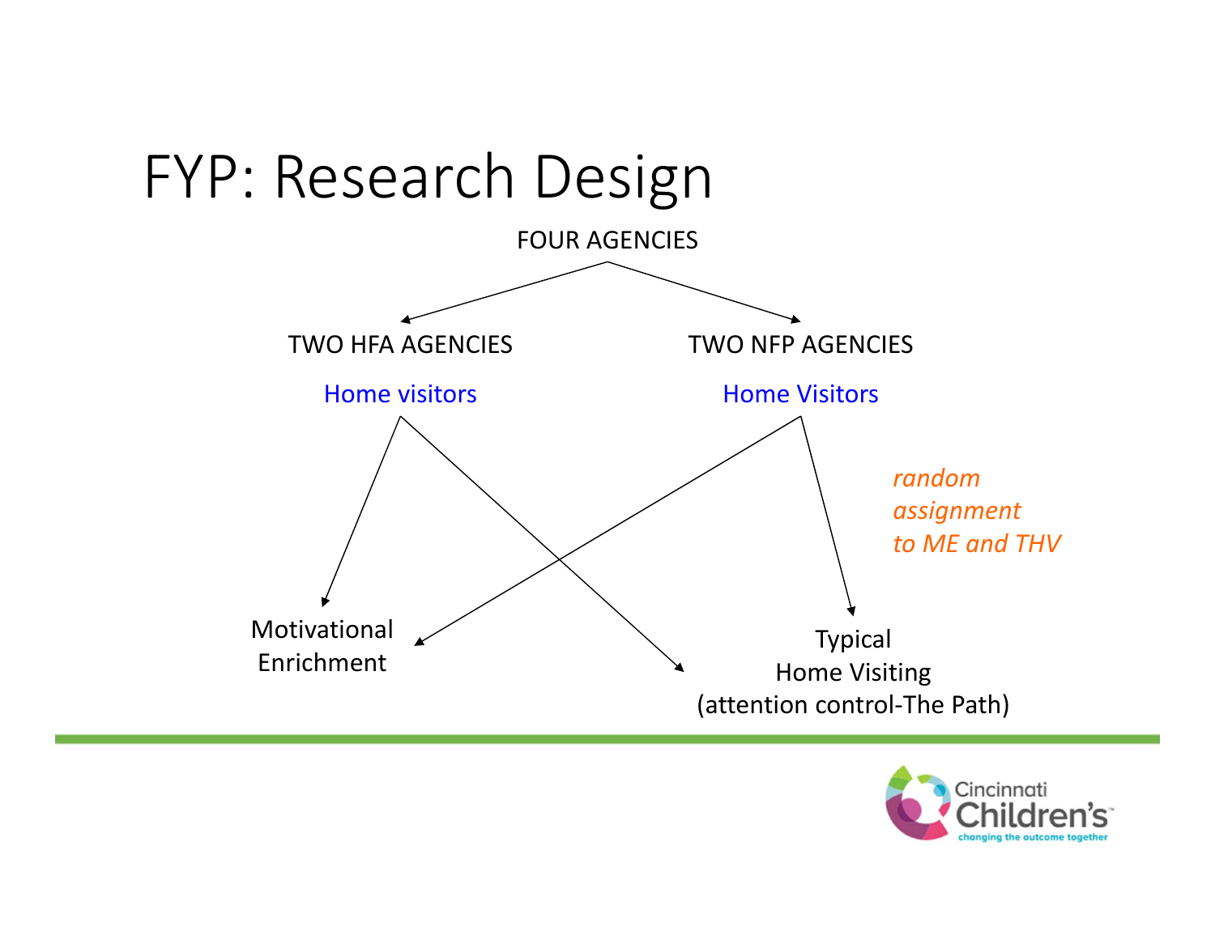# FYP: Research Design

FOUR AGENCIES

TWO HFA AGENCIES

Home visitors

TWO NFP AGENCIES

Home Visitors

*random assignment to ME and THV*

Motivational Enrichment

Typical Home Visiting (attention control-The Path)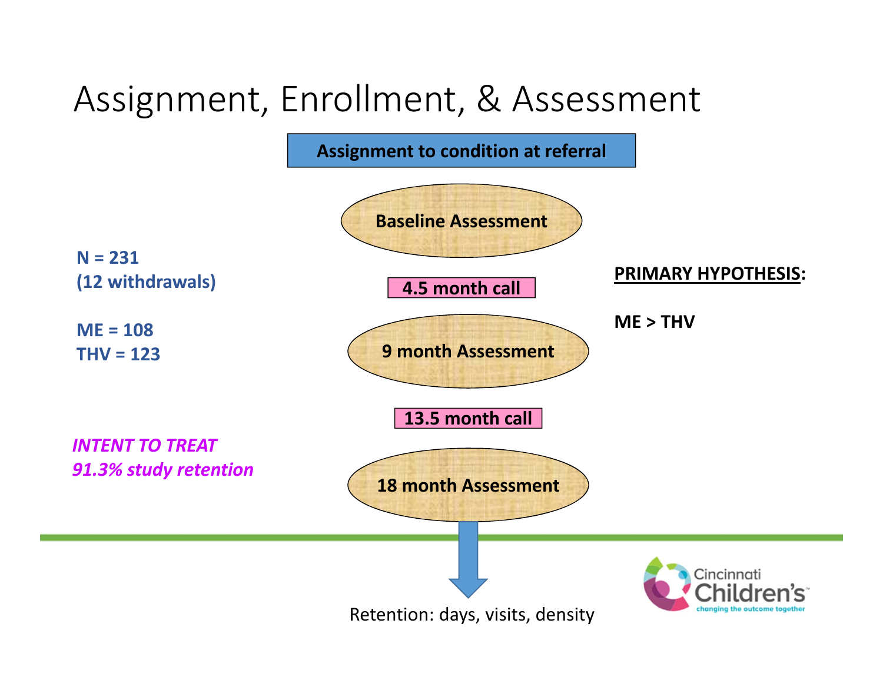# Assignment, Enrollment, & Assessment

**Assignment to condition at referral**

**Baseline Assessment**

**4.5 month call**

**9 month Assessment**

**13.5 month call**

**18 month Assessment**

Retention: days, visits, density

**N = 231**
**(12 withdrawals)**

**ME = 108**
**THV = 123**

***INTENT TO TREAT***
***91.3% study retention***

**PRIMARY HYPOTHESIS:**

**ME > THV**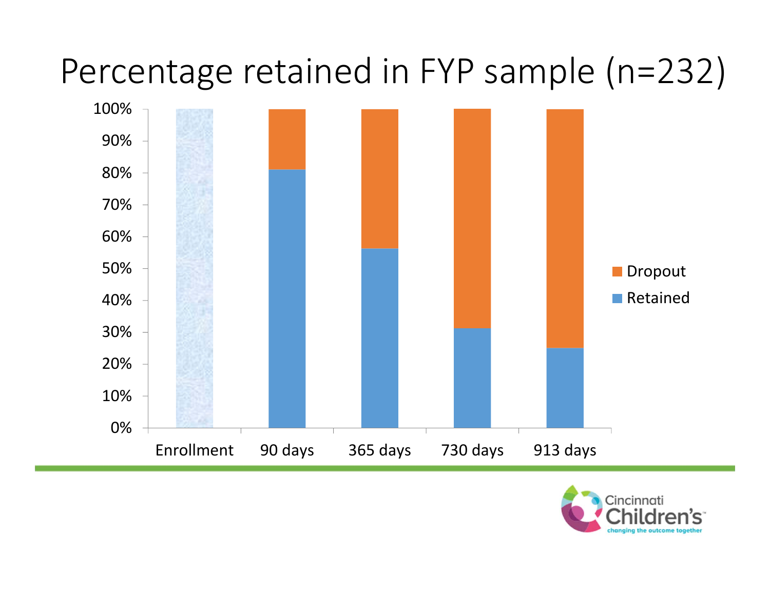# Percentage retained in FYP sample (n=232)

| | Enrollment | 90 days | 365 days | 730 days | 913 days |
|---|---|---|---|---|---|
| Retained | 100% | ~81% | ~56% | ~31% | ~25% |
| Dropout | | ~19% | ~44% | ~69% | ~75% |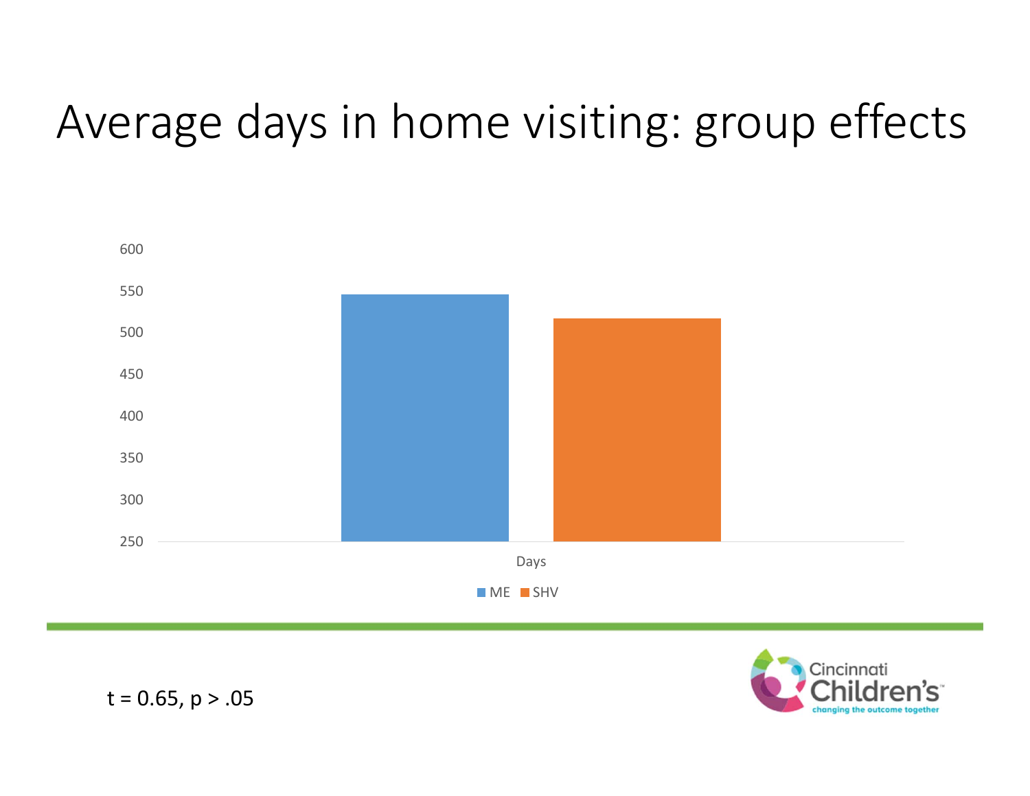# Average days in home visiting: group effects

600

550

500

450

400

350

300

250

Days

ME SHV

t = 0.65, $p > .05$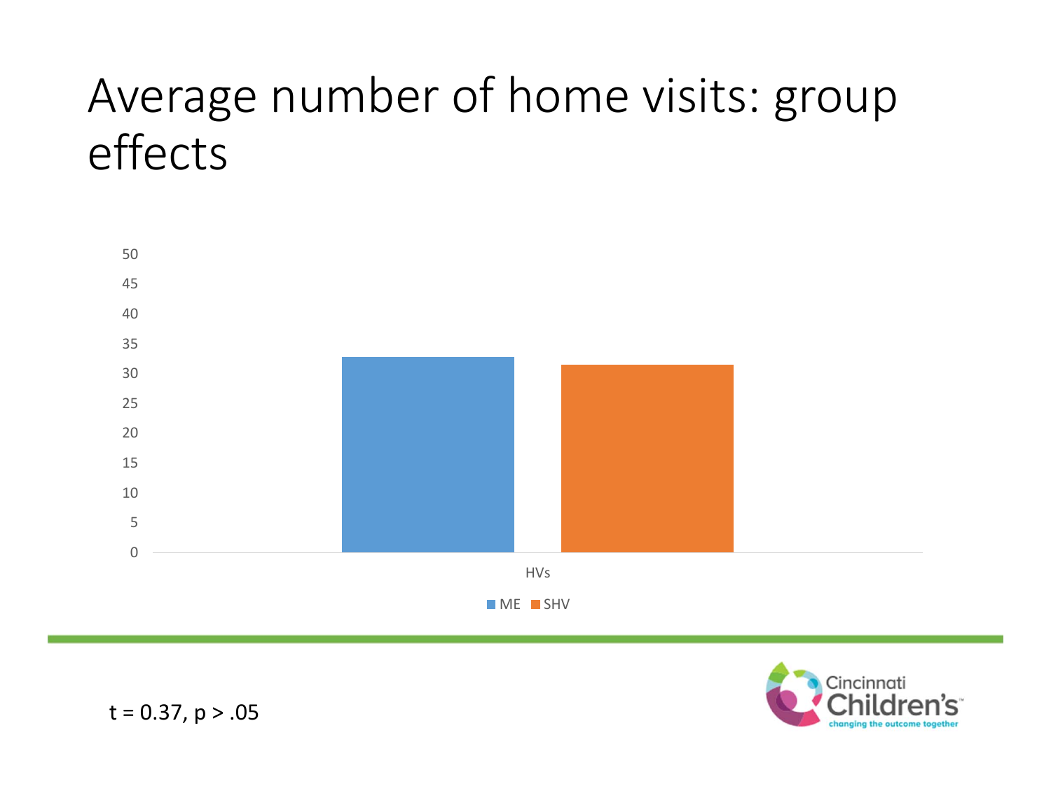# Average number of home visits: group effects

t = 0.37, $p > .05$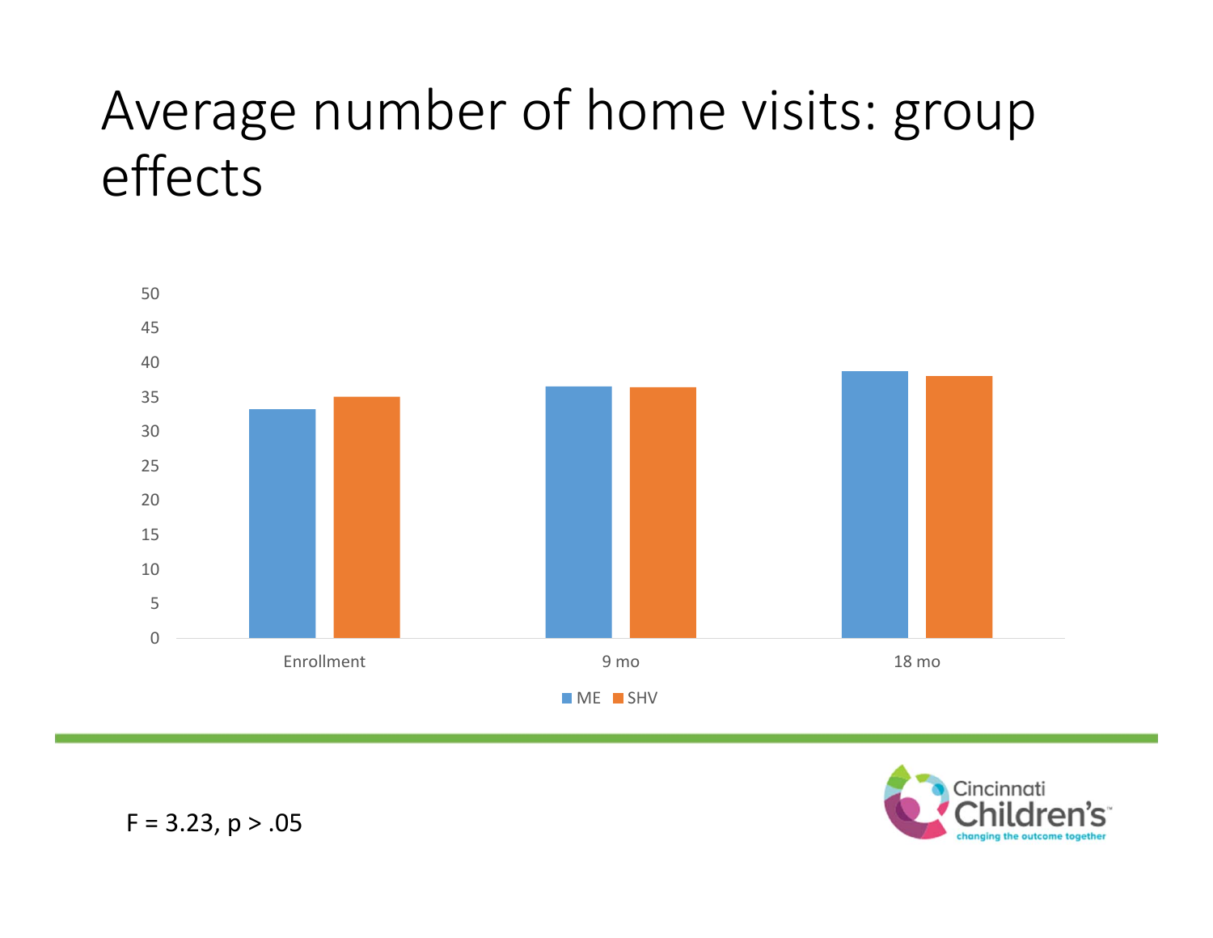# Average number of home visits: group effects

$F = 3.23$, $p > .05$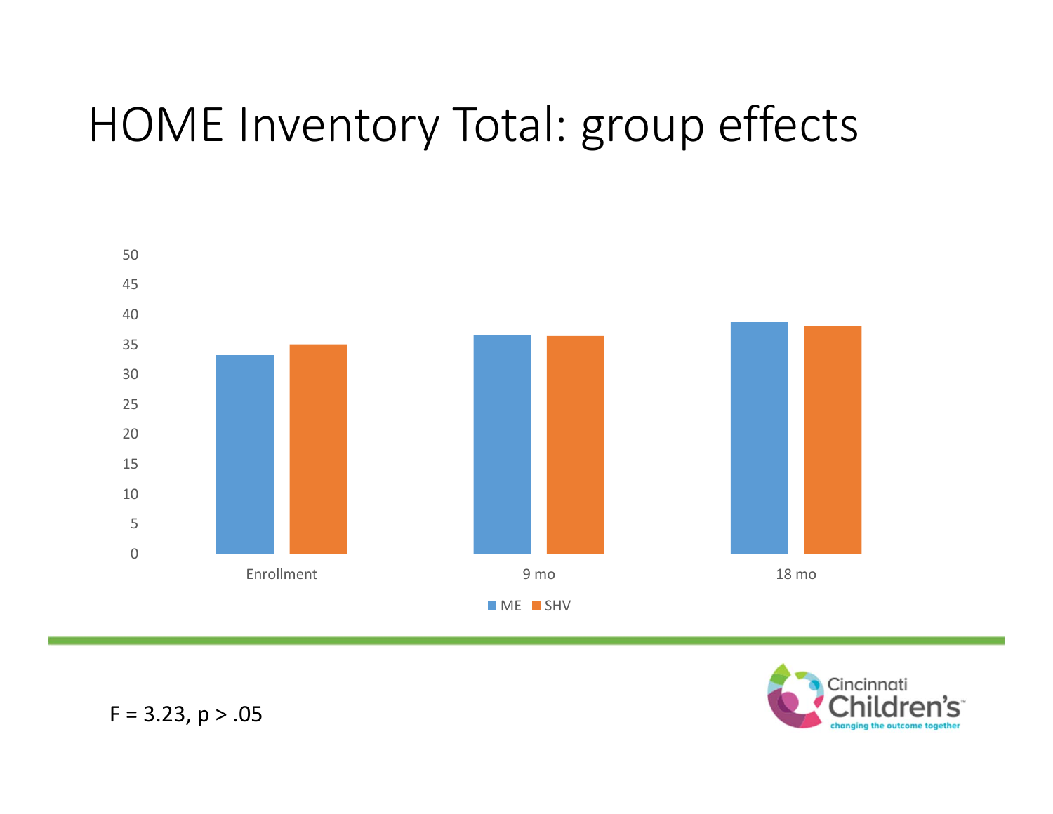# HOME Inventory Total: group effects

F = 3.23, $p > .05$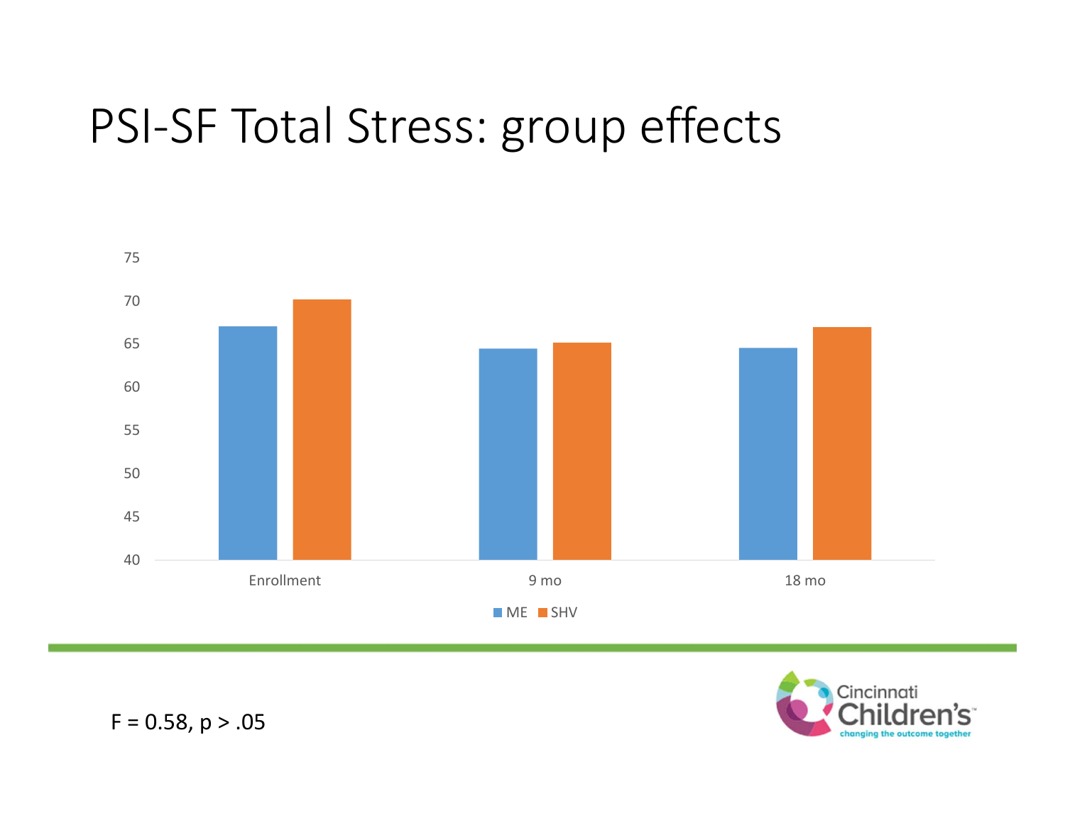# PSI-SF Total Stress: group effects

F = 0.58, $p > .05$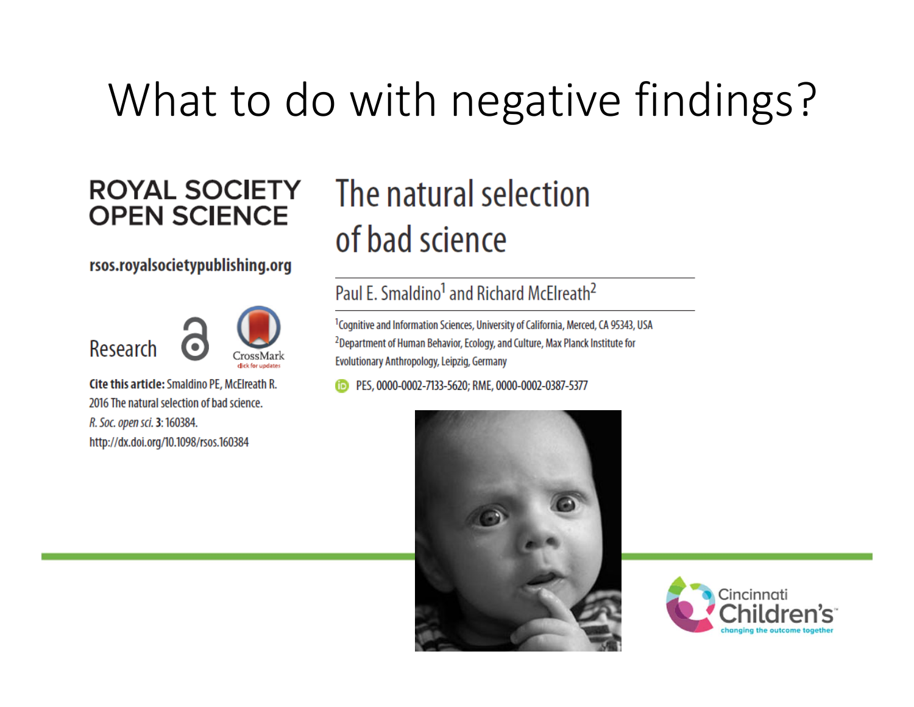# What to do with negative findings?

**ROYAL SOCIETY OPEN SCIENCE**

**rsos.royalsocietypublishing.org**

Research

**Cite this article:** Smaldino PE, McElreath R. 2016 The natural selection of bad science. *R. Soc. open sci.* **3**: 160384. http://dx.doi.org/10.1098/rsos.160384

## The natural selection of bad science

Paul E. Smaldino[1] and Richard McElreath[2]

[1]Cognitive and Information Sciences, University of California, Merced, CA 95343, USA

[2]Department of Human Behavior, Ecology, and Culture, Max Planck Institute for Evolutionary Anthropology, Leipzig, Germany

PES, 0000-0002-7133-5620; RME, 0000-0002-0387-5377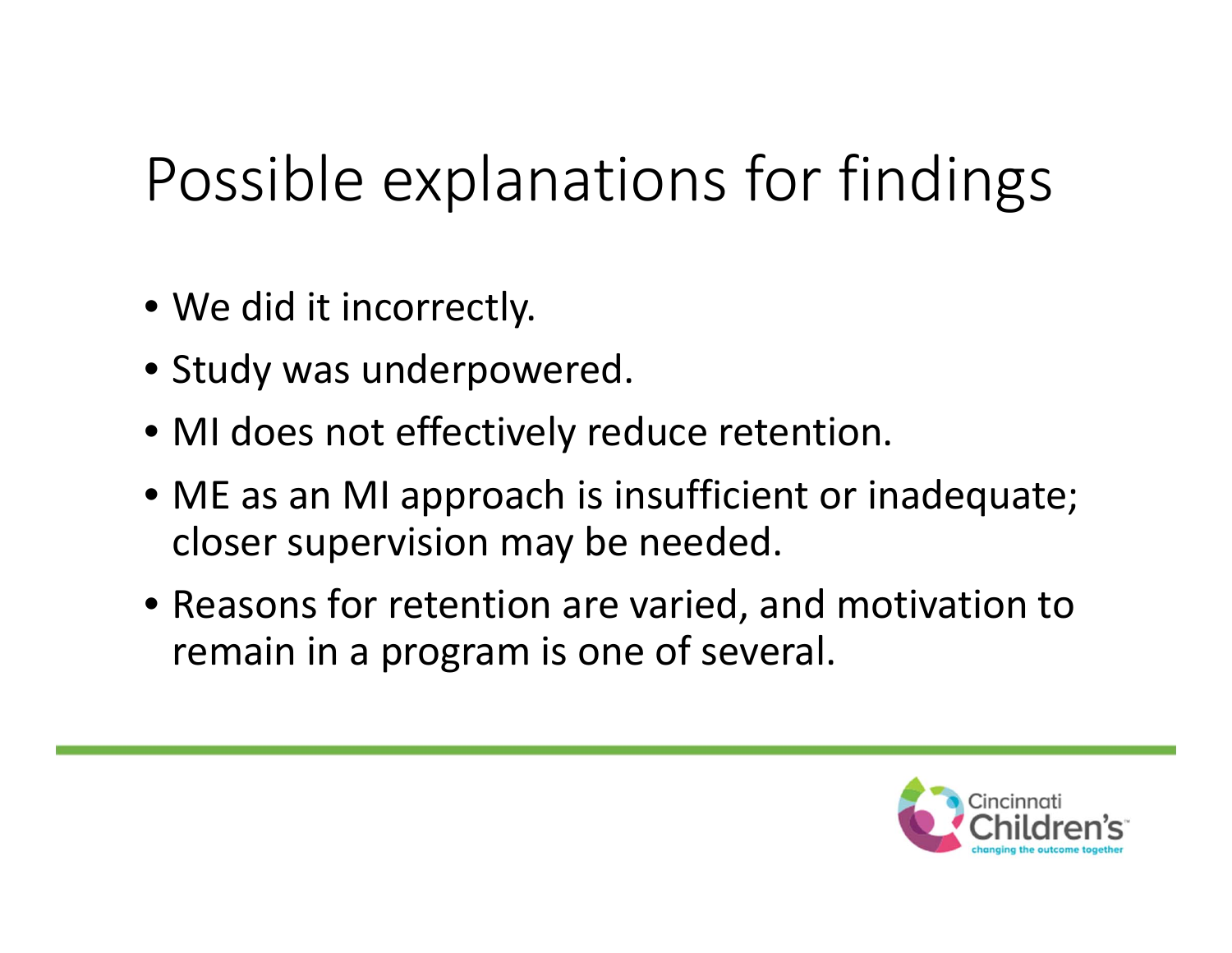# Possible explanations for findings

- We did it incorrectly.
- Study was underpowered.
- MI does not effectively reduce retention.
- ME as an MI approach is insufficient or inadequate; closer supervision may be needed.
- Reasons for retention are varied, and motivation to remain in a program is one of several.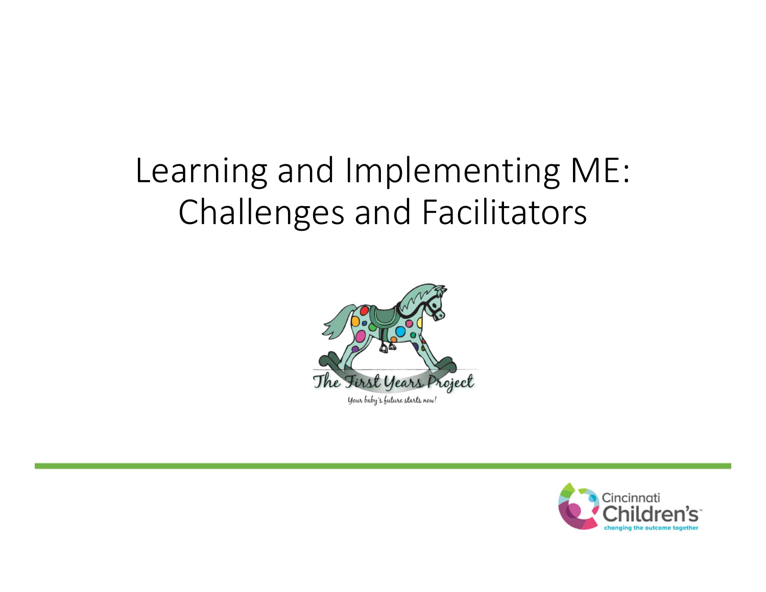# Learning and Implementing ME: Challenges and Facilitators

The First Years Project

*Your baby's future starts now!*

Cincinnati Children's

changing the outcome together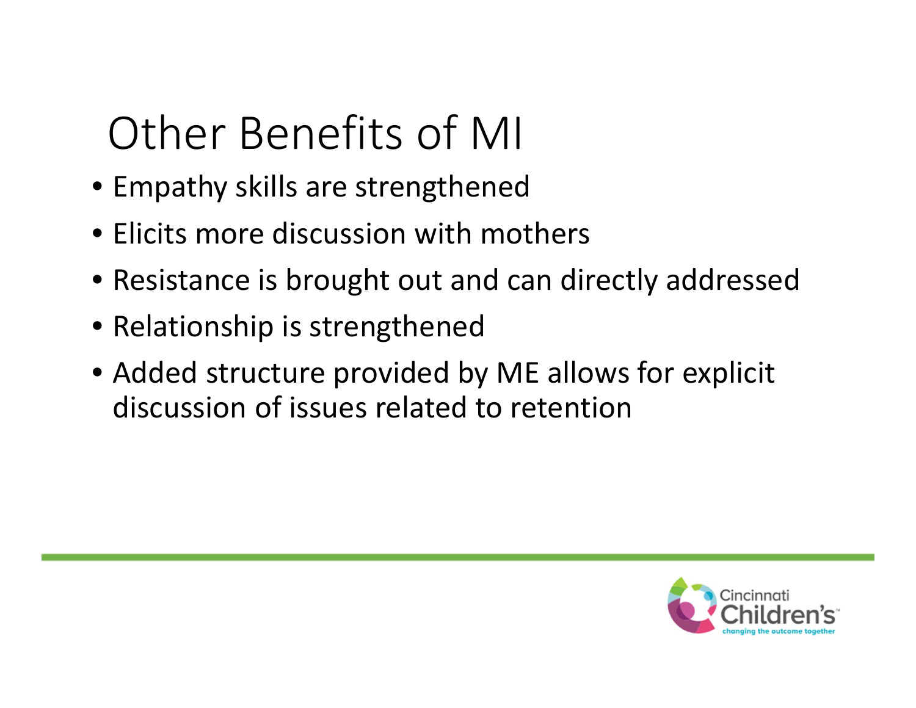# Other Benefits of MI

- Empathy skills are strengthened
- Elicits more discussion with mothers
- Resistance is brought out and can directly addressed
- Relationship is strengthened
- Added structure provided by ME allows for explicit discussion of issues related to retention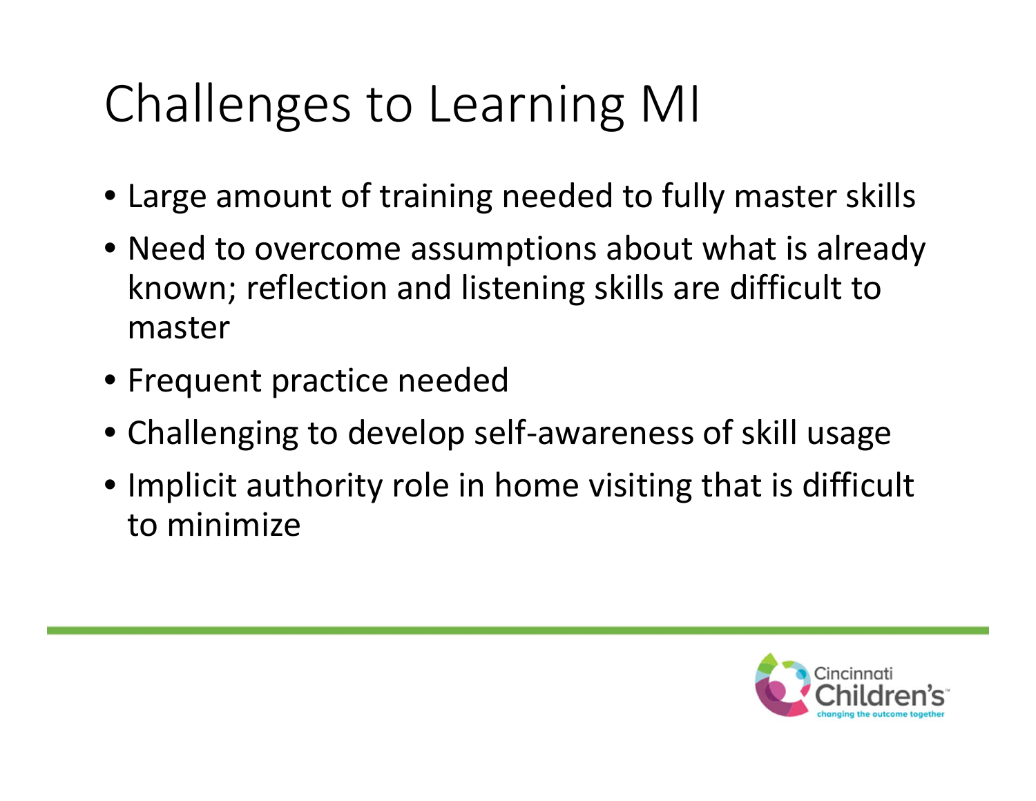# Challenges to Learning MI

- Large amount of training needed to fully master skills
- Need to overcome assumptions about what is already known; reflection and listening skills are difficult to master
- Frequent practice needed
- Challenging to develop self-awareness of skill usage
- Implicit authority role in home visiting that is difficult to minimize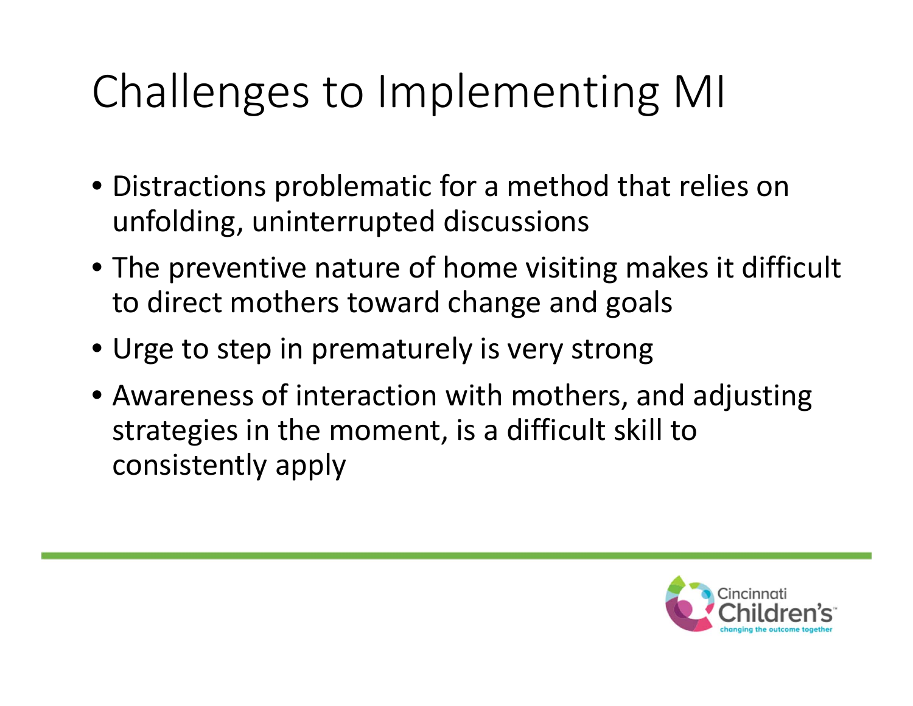# Challenges to Implementing MI

- Distractions problematic for a method that relies on unfolding, uninterrupted discussions
- The preventive nature of home visiting makes it difficult to direct mothers toward change and goals
- Urge to step in prematurely is very strong
- Awareness of interaction with mothers, and adjusting strategies in the moment, is a difficult skill to consistently apply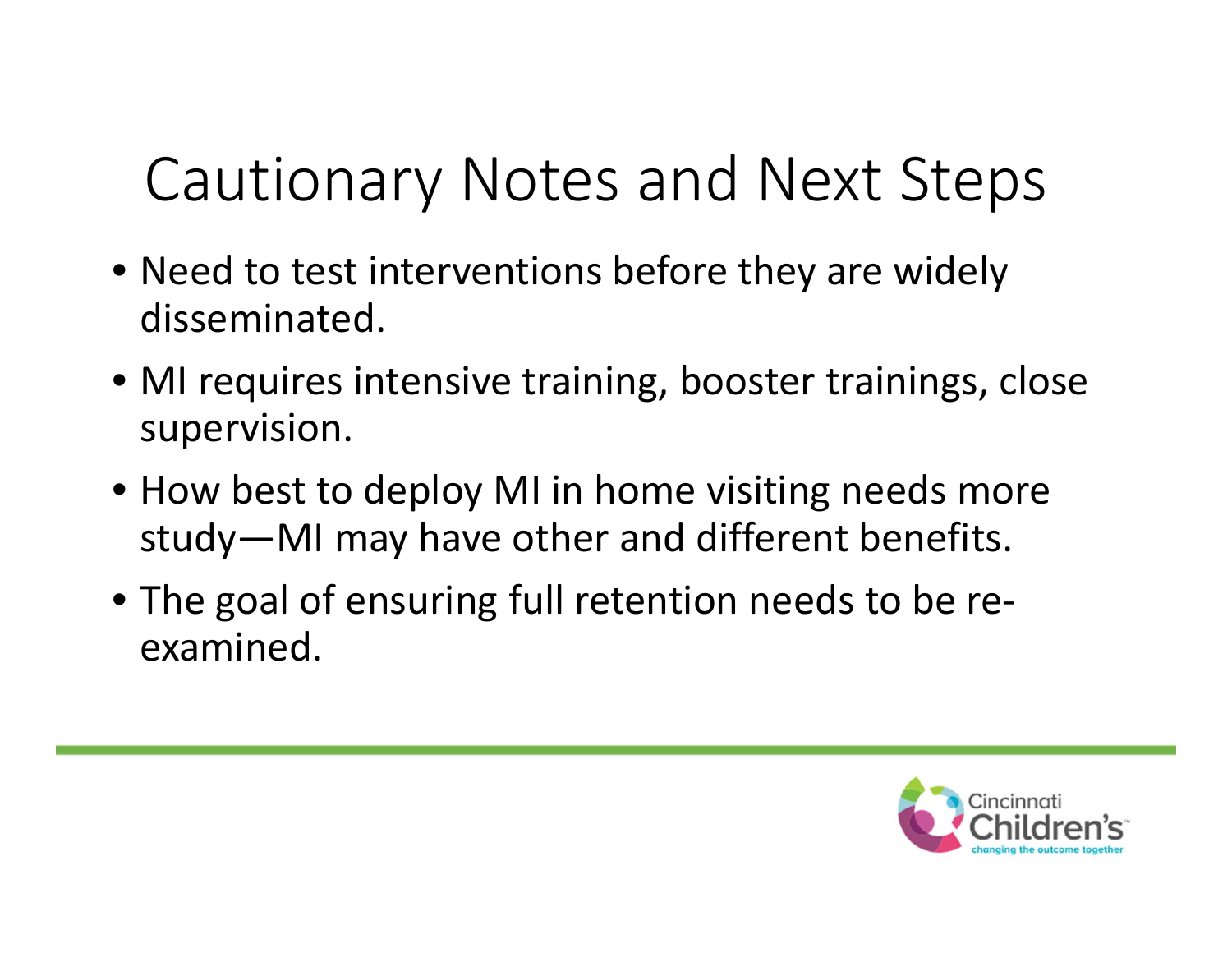# Cautionary Notes and Next Steps

- Need to test interventions before they are widely disseminated.
- MI requires intensive training, booster trainings, close supervision.
- How best to deploy MI in home visiting needs more study—MI may have other and different benefits.
- The goal of ensuring full retention needs to be re-examined.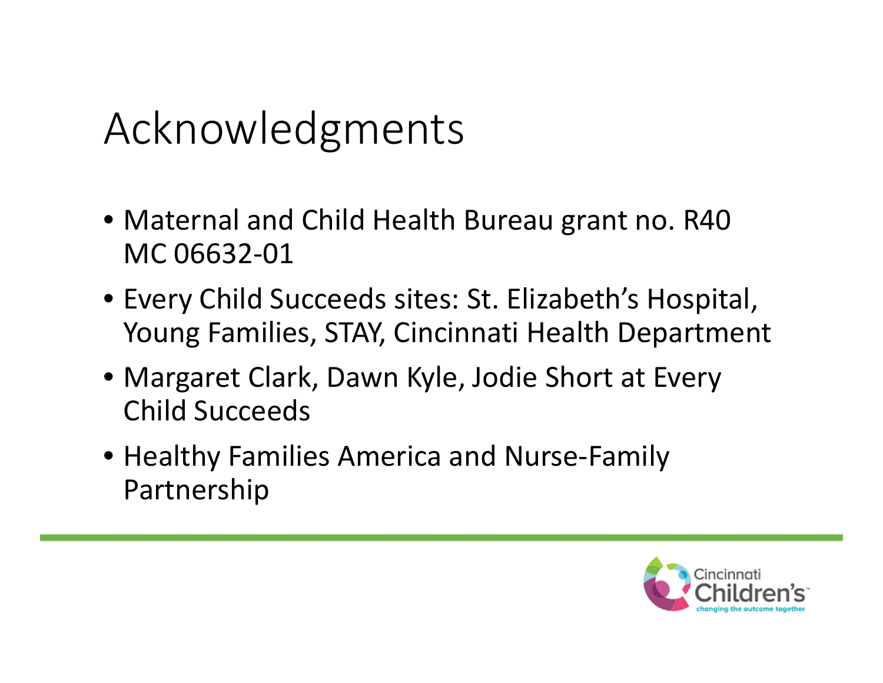# Acknowledgments

- Maternal and Child Health Bureau grant no. R40 MC 06632-01
- Every Child Succeeds sites: St. Elizabeth's Hospital, Young Families, STAY, Cincinnati Health Department
- Margaret Clark, Dawn Kyle, Jodie Short at Every Child Succeeds
- Healthy Families America and Nurse-Family Partnership